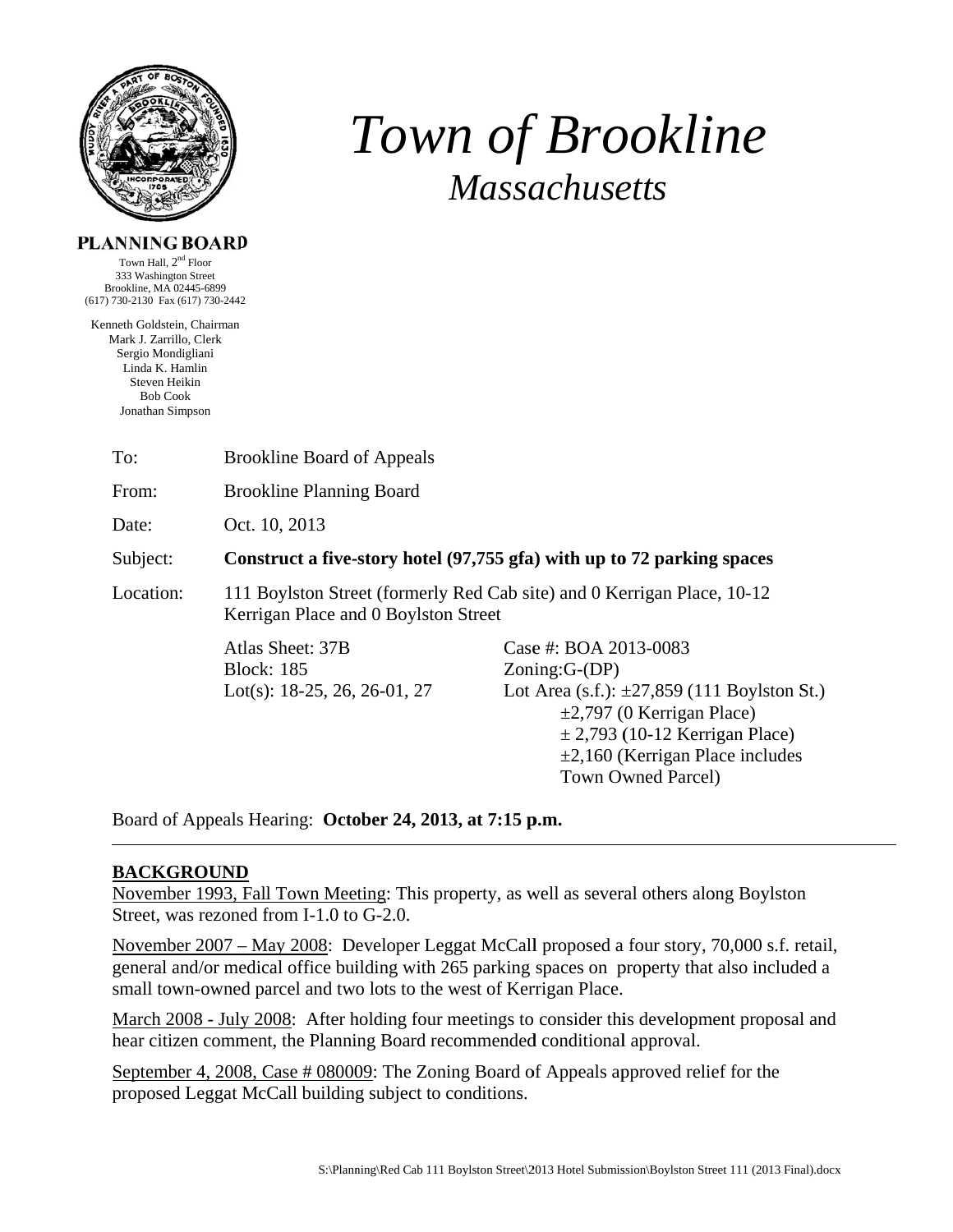# *Town of Brookline*

## *Massachusetts*

**PLANNING BOARD**

Town Hall, 2nd Floor
333 Washington Street
Brookline, MA 02445-6899
(617) 730-2130 Fax (617) 730-2442

Kenneth Goldstein, Chairman
Mark J. Zarrillo, Clerk
Sergio Mondigliani
Linda K. Hamlin
Steven Heikin
Bob Cook
Jonathan Simpson

To: Brookline Board of Appeals

From: Brookline Planning Board

Date: Oct. 10, 2013

Subject: **Construct a five-story hotel (97,755 gfa) with up to 72 parking spaces**

Location: 111 Boylston Street (formerly Red Cab site) and 0 Kerrigan Place, 10-12 Kerrigan Place and 0 Boylston Street

| | |
|---|---|
| Atlas Sheet: 37B | Case #: BOA 2013-0083 |
| Block: 185 | Zoning:G-(DP) |
| Lot(s): 18-25, 26, 26-01, 27 | Lot Area (s.f.): ±27,859 (111 Boylston St.) |
| | ±2,797 (0 Kerrigan Place) |
| | ± 2,793 (10-12 Kerrigan Place) |
| | ±2,160 (Kerrigan Place includes Town Owned Parcel) |

Board of Appeals Hearing: **October 24, 2013, at 7:15 p.m.**

---

## BACKGROUND

November 1993, Fall Town Meeting: This property, as well as several others along Boylston Street, was rezoned from I-1.0 to G-2.0.

November 2007 – May 2008: Developer Leggat McCall proposed a four story, 70,000 s.f. retail, general and/or medical office building with 265 parking spaces on property that also included a small town-owned parcel and two lots to the west of Kerrigan Place.

March 2008 - July 2008: After holding four meetings to consider this development proposal and hear citizen comment, the Planning Board recommended conditional approval.

September 4, 2008, Case # 080009: The Zoning Board of Appeals approved relief for the proposed Leggat McCall building subject to conditions.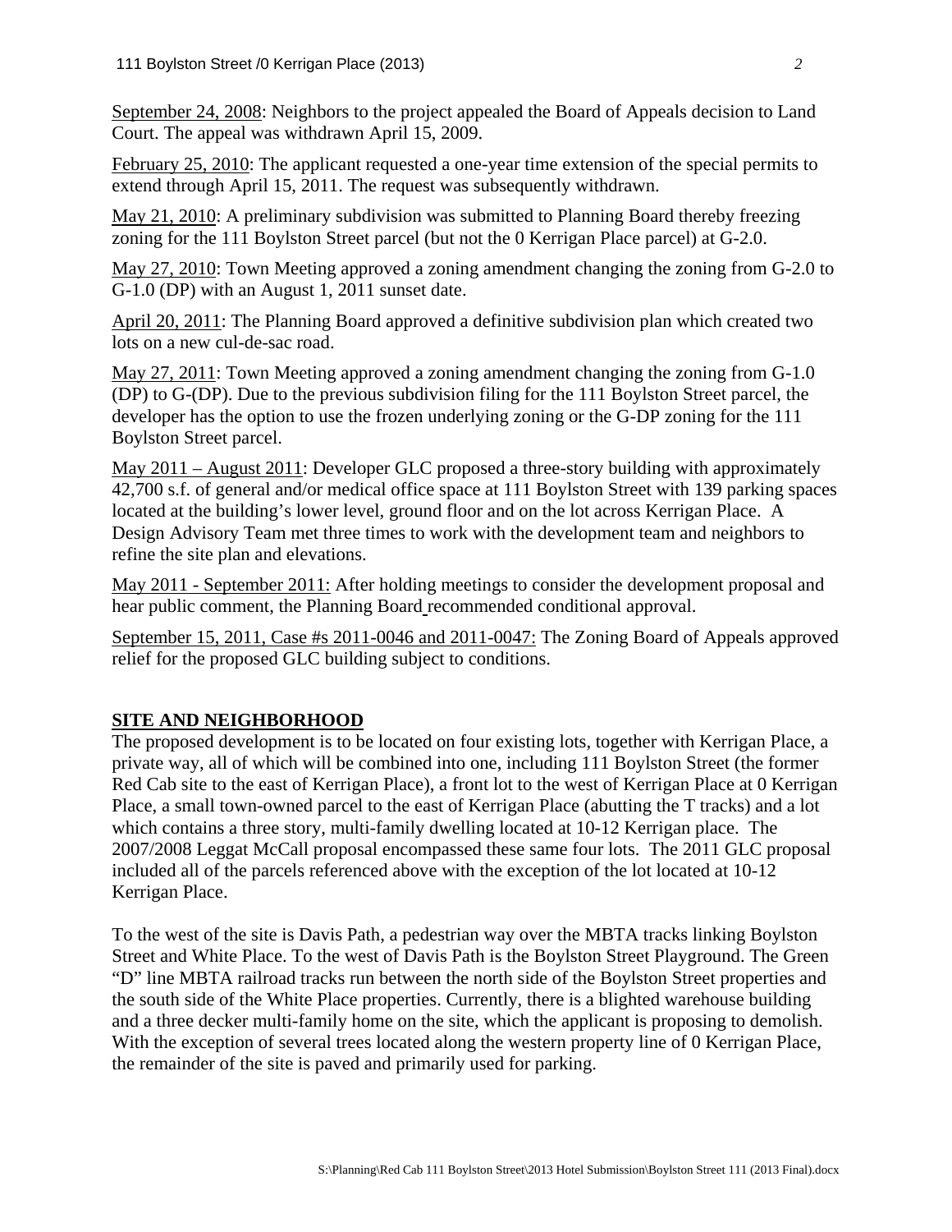September 24, 2008: Neighbors to the project appealed the Board of Appeals decision to Land Court. The appeal was withdrawn April 15, 2009.

February 25, 2010: The applicant requested a one-year time extension of the special permits to extend through April 15, 2011. The request was subsequently withdrawn.

May 21, 2010: A preliminary subdivision was submitted to Planning Board thereby freezing zoning for the 111 Boylston Street parcel (but not the 0 Kerrigan Place parcel) at G-2.0.

May 27, 2010: Town Meeting approved a zoning amendment changing the zoning from G-2.0 to G-1.0 (DP) with an August 1, 2011 sunset date.

April 20, 2011: The Planning Board approved a definitive subdivision plan which created two lots on a new cul-de-sac road.

May 27, 2011: Town Meeting approved a zoning amendment changing the zoning from G-1.0 (DP) to G-(DP). Due to the previous subdivision filing for the 111 Boylston Street parcel, the developer has the option to use the frozen underlying zoning or the G-DP zoning for the 111 Boylston Street parcel.

May 2011 – August 2011: Developer GLC proposed a three-story building with approximately 42,700 s.f. of general and/or medical office space at 111 Boylston Street with 139 parking spaces located at the building's lower level, ground floor and on the lot across Kerrigan Place. A Design Advisory Team met three times to work with the development team and neighbors to refine the site plan and elevations.

May 2011 - September 2011: After holding meetings to consider the development proposal and hear public comment, the Planning Board recommended conditional approval.

September 15, 2011, Case #s 2011-0046 and 2011-0047: The Zoning Board of Appeals approved relief for the proposed GLC building subject to conditions.

## SITE AND NEIGHBORHOOD

The proposed development is to be located on four existing lots, together with Kerrigan Place, a private way, all of which will be combined into one, including 111 Boylston Street (the former Red Cab site to the east of Kerrigan Place), a front lot to the west of Kerrigan Place at 0 Kerrigan Place, a small town-owned parcel to the east of Kerrigan Place (abutting the T tracks) and a lot which contains a three story, multi-family dwelling located at 10-12 Kerrigan place. The 2007/2008 Leggat McCall proposal encompassed these same four lots. The 2011 GLC proposal included all of the parcels referenced above with the exception of the lot located at 10-12 Kerrigan Place.

To the west of the site is Davis Path, a pedestrian way over the MBTA tracks linking Boylston Street and White Place. To the west of Davis Path is the Boylston Street Playground. The Green "D" line MBTA railroad tracks run between the north side of the Boylston Street properties and the south side of the White Place properties. Currently, there is a blighted warehouse building and a three decker multi-family home on the site, which the applicant is proposing to demolish. With the exception of several trees located along the western property line of 0 Kerrigan Place, the remainder of the site is paved and primarily used for parking.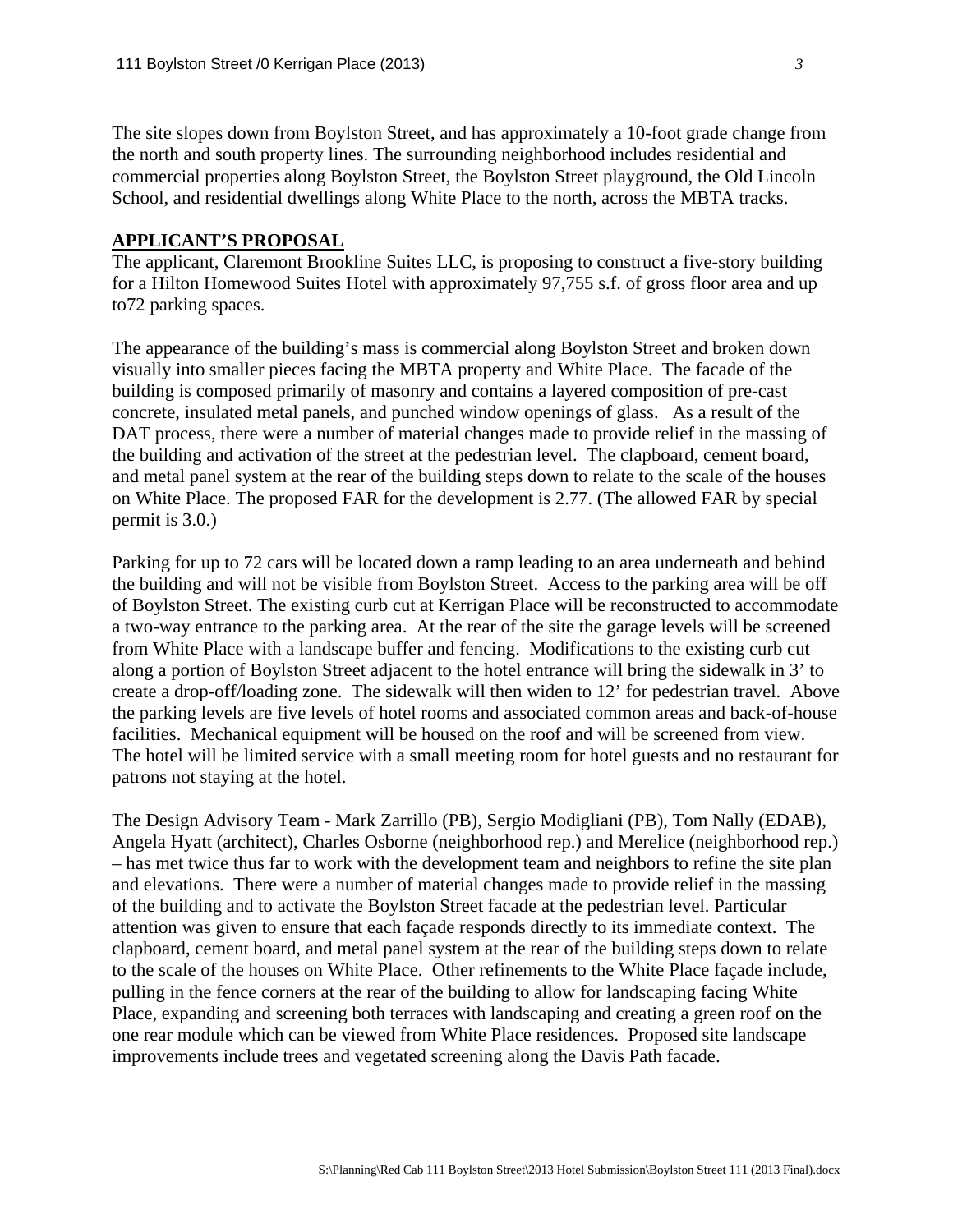The site slopes down from Boylston Street, and has approximately a 10-foot grade change from the north and south property lines. The surrounding neighborhood includes residential and commercial properties along Boylston Street, the Boylston Street playground, the Old Lincoln School, and residential dwellings along White Place to the north, across the MBTA tracks.

## APPLICANT'S PROPOSAL

The applicant, Claremont Brookline Suites LLC, is proposing to construct a five-story building for a Hilton Homewood Suites Hotel with approximately 97,755 s.f. of gross floor area and up to72 parking spaces.

The appearance of the building's mass is commercial along Boylston Street and broken down visually into smaller pieces facing the MBTA property and White Place. The facade of the building is composed primarily of masonry and contains a layered composition of pre-cast concrete, insulated metal panels, and punched window openings of glass. As a result of the DAT process, there were a number of material changes made to provide relief in the massing of the building and activation of the street at the pedestrian level. The clapboard, cement board, and metal panel system at the rear of the building steps down to relate to the scale of the houses on White Place. The proposed FAR for the development is 2.77. (The allowed FAR by special permit is 3.0.)

Parking for up to 72 cars will be located down a ramp leading to an area underneath and behind the building and will not be visible from Boylston Street. Access to the parking area will be off of Boylston Street. The existing curb cut at Kerrigan Place will be reconstructed to accommodate a two-way entrance to the parking area. At the rear of the site the garage levels will be screened from White Place with a landscape buffer and fencing. Modifications to the existing curb cut along a portion of Boylston Street adjacent to the hotel entrance will bring the sidewalk in 3' to create a drop-off/loading zone. The sidewalk will then widen to 12' for pedestrian travel. Above the parking levels are five levels of hotel rooms and associated common areas and back-of-house facilities. Mechanical equipment will be housed on the roof and will be screened from view. The hotel will be limited service with a small meeting room for hotel guests and no restaurant for patrons not staying at the hotel.

The Design Advisory Team - Mark Zarrillo (PB), Sergio Modigliani (PB), Tom Nally (EDAB), Angela Hyatt (architect), Charles Osborne (neighborhood rep.) and Merelice (neighborhood rep.) – has met twice thus far to work with the development team and neighbors to refine the site plan and elevations. There were a number of material changes made to provide relief in the massing of the building and to activate the Boylston Street facade at the pedestrian level. Particular attention was given to ensure that each façade responds directly to its immediate context. The clapboard, cement board, and metal panel system at the rear of the building steps down to relate to the scale of the houses on White Place. Other refinements to the White Place façade include, pulling in the fence corners at the rear of the building to allow for landscaping facing White Place, expanding and screening both terraces with landscaping and creating a green roof on the one rear module which can be viewed from White Place residences. Proposed site landscape improvements include trees and vegetated screening along the Davis Path facade.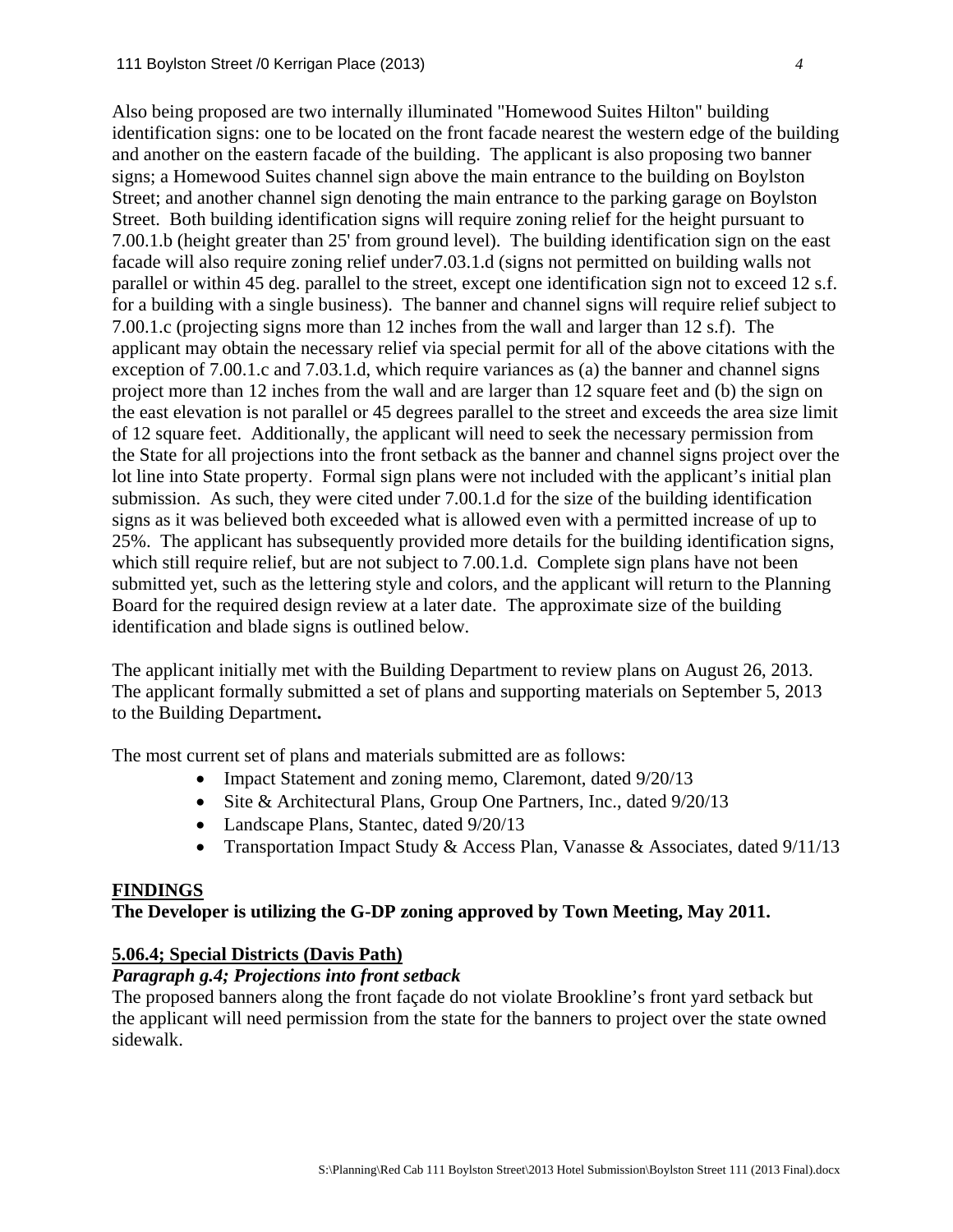Also being proposed are two internally illuminated "Homewood Suites Hilton" building identification signs: one to be located on the front facade nearest the western edge of the building and another on the eastern facade of the building. The applicant is also proposing two banner signs; a Homewood Suites channel sign above the main entrance to the building on Boylston Street; and another channel sign denoting the main entrance to the parking garage on Boylston Street. Both building identification signs will require zoning relief for the height pursuant to 7.00.1.b (height greater than 25' from ground level). The building identification sign on the east facade will also require zoning relief under7.03.1.d (signs not permitted on building walls not parallel or within 45 deg. parallel to the street, except one identification sign not to exceed 12 s.f. for a building with a single business). The banner and channel signs will require relief subject to 7.00.1.c (projecting signs more than 12 inches from the wall and larger than 12 s.f). The applicant may obtain the necessary relief via special permit for all of the above citations with the exception of 7.00.1.c and 7.03.1.d, which require variances as (a) the banner and channel signs project more than 12 inches from the wall and are larger than 12 square feet and (b) the sign on the east elevation is not parallel or 45 degrees parallel to the street and exceeds the area size limit of 12 square feet. Additionally, the applicant will need to seek the necessary permission from the State for all projections into the front setback as the banner and channel signs project over the lot line into State property. Formal sign plans were not included with the applicant's initial plan submission. As such, they were cited under 7.00.1.d for the size of the building identification signs as it was believed both exceeded what is allowed even with a permitted increase of up to 25%. The applicant has subsequently provided more details for the building identification signs, which still require relief, but are not subject to 7.00.1.d. Complete sign plans have not been submitted yet, such as the lettering style and colors, and the applicant will return to the Planning Board for the required design review at a later date. The approximate size of the building identification and blade signs is outlined below.

The applicant initially met with the Building Department to review plans on August 26, 2013. The applicant formally submitted a set of plans and supporting materials on September 5, 2013 to the Building Department**.**

The most current set of plans and materials submitted are as follows:

- Impact Statement and zoning memo, Claremont, dated 9/20/13
- Site & Architectural Plans, Group One Partners, Inc., dated 9/20/13
- Landscape Plans, Stantec, dated 9/20/13
- Transportation Impact Study & Access Plan, Vanasse & Associates, dated 9/11/13

## FINDINGS

**The Developer is utilizing the G-DP zoning approved by Town Meeting, May 2011.**

### 5.06.4; Special Districts (Davis Path)

***Paragraph g.4; Projections into front setback***

The proposed banners along the front façade do not violate Brookline's front yard setback but the applicant will need permission from the state for the banners to project over the state owned sidewalk.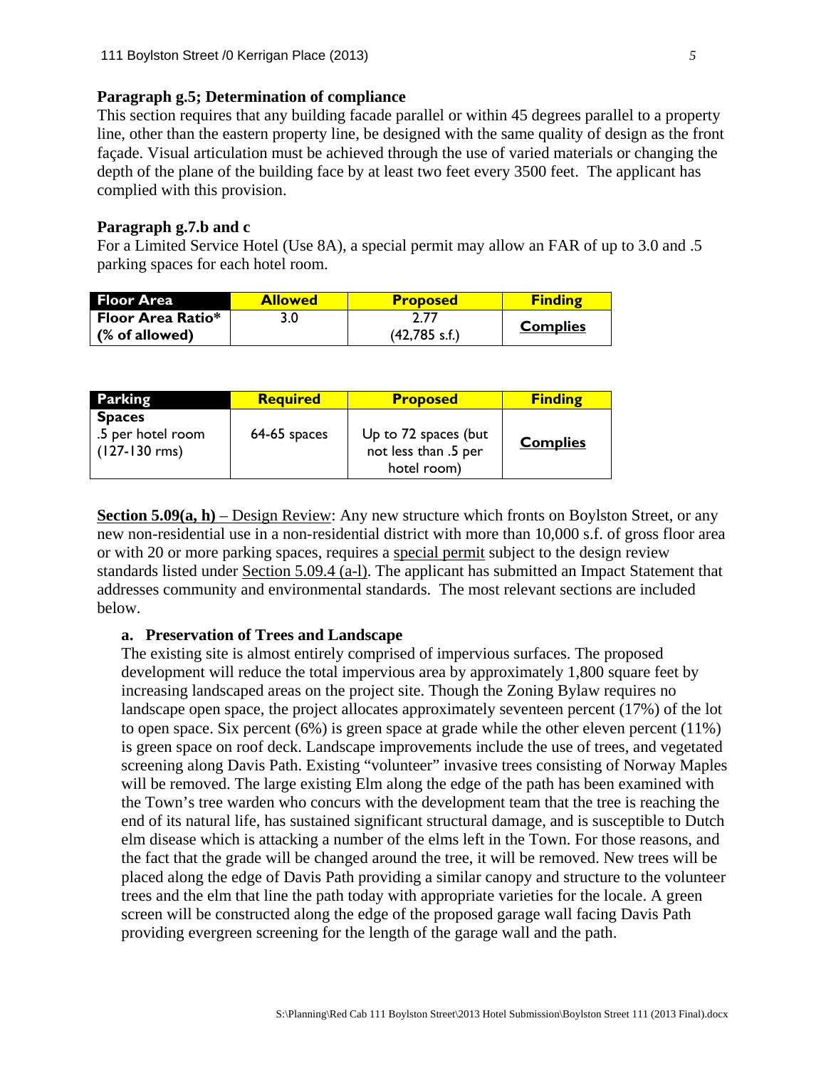**Paragraph g.5; Determination of compliance**

This section requires that any building facade parallel or within 45 degrees parallel to a property line, other than the eastern property line, be designed with the same quality of design as the front façade. Visual articulation must be achieved through the use of varied materials or changing the depth of the plane of the building face by at least two feet every 3500 feet. The applicant has complied with this provision.

**Paragraph g.7.b and c**

For a Limited Service Hotel (Use 8A), a special permit may allow an FAR of up to 3.0 and .5 parking spaces for each hotel room.

| Floor Area | Allowed | Proposed | Finding |
|---|---|---|---|
| **Floor Area Ratio*** **(% of allowed)** | 3.0 | 2.77 (42,785 s.f.) | <u>**Complies**</u> |

| Parking | Required | Proposed | Finding |
|---|---|---|---|
| **Spaces** .5 per hotel room (127-130 rms) | 64-65 spaces | Up to 72 spaces (but not less than .5 per hotel room) | <u>**Complies**</u> |

<u>**Section 5.09(a, h)**</u> – <u>Design Review</u>: Any new structure which fronts on Boylston Street, or any new non-residential use in a non-residential district with more than 10,000 s.f. of gross floor area or with 20 or more parking spaces, requires a <u>special permit</u> subject to the design review standards listed under <u>Section 5.09.4 (a-l)</u>. The applicant has submitted an Impact Statement that addresses community and environmental standards. The most relevant sections are included below.

**a. Preservation of Trees and Landscape**

The existing site is almost entirely comprised of impervious surfaces. The proposed development will reduce the total impervious area by approximately 1,800 square feet by increasing landscaped areas on the project site. Though the Zoning Bylaw requires no landscape open space, the project allocates approximately seventeen percent (17%) of the lot to open space. Six percent (6%) is green space at grade while the other eleven percent (11%) is green space on roof deck. Landscape improvements include the use of trees, and vegetated screening along Davis Path. Existing "volunteer" invasive trees consisting of Norway Maples will be removed. The large existing Elm along the edge of the path has been examined with the Town's tree warden who concurs with the development team that the tree is reaching the end of its natural life, has sustained significant structural damage, and is susceptible to Dutch elm disease which is attacking a number of the elms left in the Town. For those reasons, and the fact that the grade will be changed around the tree, it will be removed. New trees will be placed along the edge of Davis Path providing a similar canopy and structure to the volunteer trees and the elm that line the path today with appropriate varieties for the locale. A green screen will be constructed along the edge of the proposed garage wall facing Davis Path providing evergreen screening for the length of the garage wall and the path.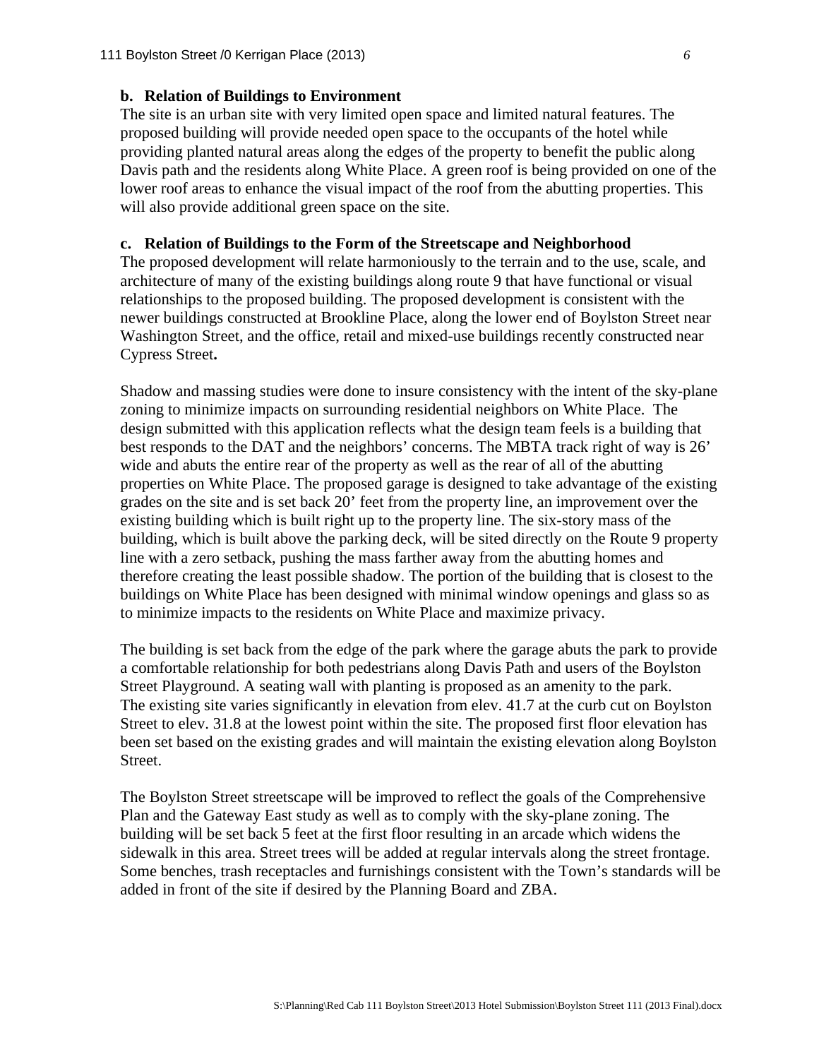**b. Relation of Buildings to Environment**

The site is an urban site with very limited open space and limited natural features. The proposed building will provide needed open space to the occupants of the hotel while providing planted natural areas along the edges of the property to benefit the public along Davis path and the residents along White Place. A green roof is being provided on one of the lower roof areas to enhance the visual impact of the roof from the abutting properties. This will also provide additional green space on the site.

**c. Relation of Buildings to the Form of the Streetscape and Neighborhood**

The proposed development will relate harmoniously to the terrain and to the use, scale, and architecture of many of the existing buildings along route 9 that have functional or visual relationships to the proposed building. The proposed development is consistent with the newer buildings constructed at Brookline Place, along the lower end of Boylston Street near Washington Street, and the office, retail and mixed-use buildings recently constructed near Cypress Street**.**

Shadow and massing studies were done to insure consistency with the intent of the sky-plane zoning to minimize impacts on surrounding residential neighbors on White Place. The design submitted with this application reflects what the design team feels is a building that best responds to the DAT and the neighbors' concerns. The MBTA track right of way is 26' wide and abuts the entire rear of the property as well as the rear of all of the abutting properties on White Place. The proposed garage is designed to take advantage of the existing grades on the site and is set back 20' feet from the property line, an improvement over the existing building which is built right up to the property line. The six-story mass of the building, which is built above the parking deck, will be sited directly on the Route 9 property line with a zero setback, pushing the mass farther away from the abutting homes and therefore creating the least possible shadow. The portion of the building that is closest to the buildings on White Place has been designed with minimal window openings and glass so as to minimize impacts to the residents on White Place and maximize privacy.

The building is set back from the edge of the park where the garage abuts the park to provide a comfortable relationship for both pedestrians along Davis Path and users of the Boylston Street Playground. A seating wall with planting is proposed as an amenity to the park. The existing site varies significantly in elevation from elev. 41.7 at the curb cut on Boylston Street to elev. 31.8 at the lowest point within the site. The proposed first floor elevation has been set based on the existing grades and will maintain the existing elevation along Boylston Street.

The Boylston Street streetscape will be improved to reflect the goals of the Comprehensive Plan and the Gateway East study as well as to comply with the sky-plane zoning. The building will be set back 5 feet at the first floor resulting in an arcade which widens the sidewalk in this area. Street trees will be added at regular intervals along the street frontage. Some benches, trash receptacles and furnishings consistent with the Town's standards will be added in front of the site if desired by the Planning Board and ZBA.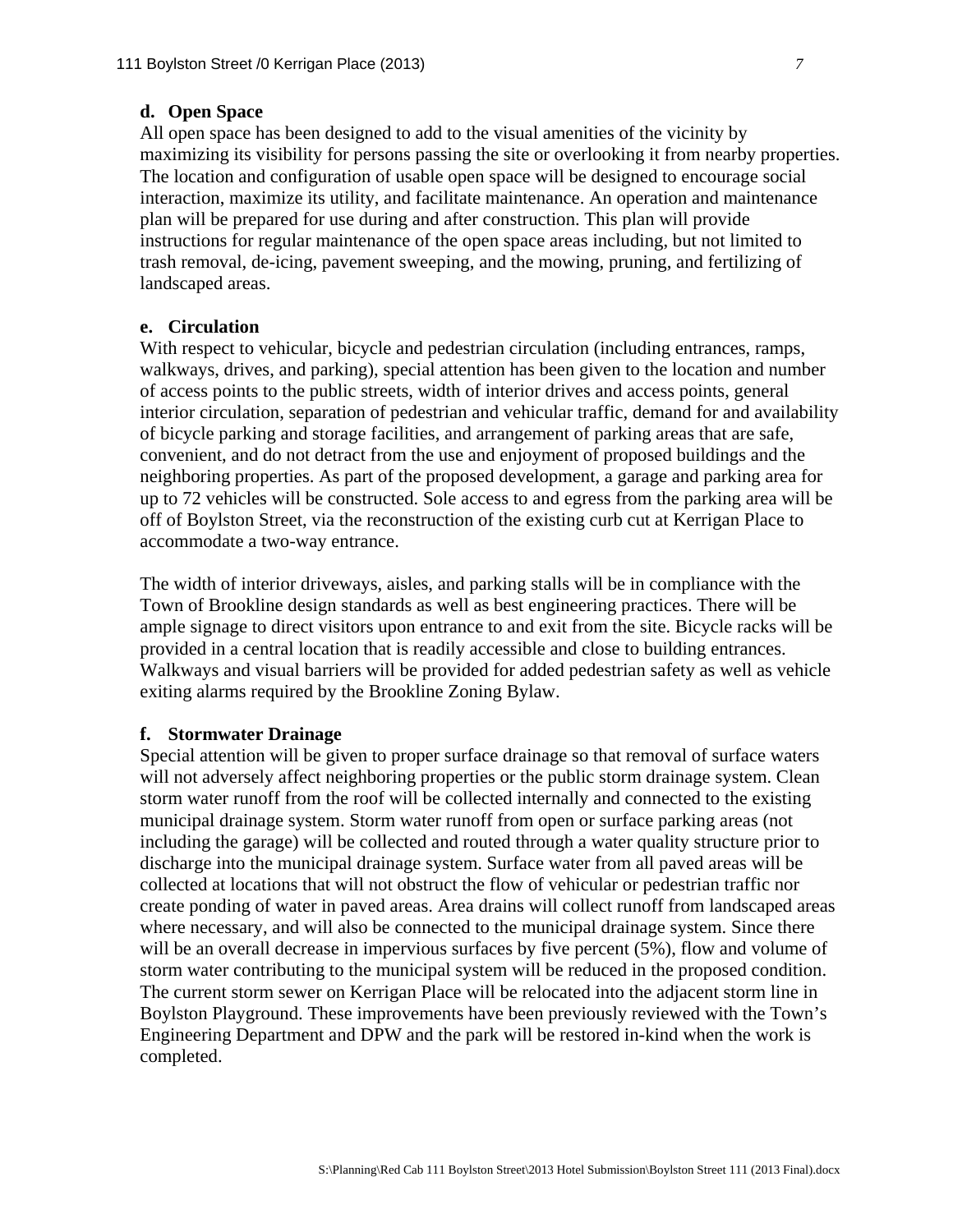**d. Open Space**

All open space has been designed to add to the visual amenities of the vicinity by maximizing its visibility for persons passing the site or overlooking it from nearby properties. The location and configuration of usable open space will be designed to encourage social interaction, maximize its utility, and facilitate maintenance. An operation and maintenance plan will be prepared for use during and after construction. This plan will provide instructions for regular maintenance of the open space areas including, but not limited to trash removal, de-icing, pavement sweeping, and the mowing, pruning, and fertilizing of landscaped areas.

**e. Circulation**

With respect to vehicular, bicycle and pedestrian circulation (including entrances, ramps, walkways, drives, and parking), special attention has been given to the location and number of access points to the public streets, width of interior drives and access points, general interior circulation, separation of pedestrian and vehicular traffic, demand for and availability of bicycle parking and storage facilities, and arrangement of parking areas that are safe, convenient, and do not detract from the use and enjoyment of proposed buildings and the neighboring properties. As part of the proposed development, a garage and parking area for up to 72 vehicles will be constructed. Sole access to and egress from the parking area will be off of Boylston Street, via the reconstruction of the existing curb cut at Kerrigan Place to accommodate a two-way entrance.

The width of interior driveways, aisles, and parking stalls will be in compliance with the Town of Brookline design standards as well as best engineering practices. There will be ample signage to direct visitors upon entrance to and exit from the site. Bicycle racks will be provided in a central location that is readily accessible and close to building entrances. Walkways and visual barriers will be provided for added pedestrian safety as well as vehicle exiting alarms required by the Brookline Zoning Bylaw.

**f. Stormwater Drainage**

Special attention will be given to proper surface drainage so that removal of surface waters will not adversely affect neighboring properties or the public storm drainage system. Clean storm water runoff from the roof will be collected internally and connected to the existing municipal drainage system. Storm water runoff from open or surface parking areas (not including the garage) will be collected and routed through a water quality structure prior to discharge into the municipal drainage system. Surface water from all paved areas will be collected at locations that will not obstruct the flow of vehicular or pedestrian traffic nor create ponding of water in paved areas. Area drains will collect runoff from landscaped areas where necessary, and will also be connected to the municipal drainage system. Since there will be an overall decrease in impervious surfaces by five percent (5%), flow and volume of storm water contributing to the municipal system will be reduced in the proposed condition. The current storm sewer on Kerrigan Place will be relocated into the adjacent storm line in Boylston Playground. These improvements have been previously reviewed with the Town's Engineering Department and DPW and the park will be restored in-kind when the work is completed.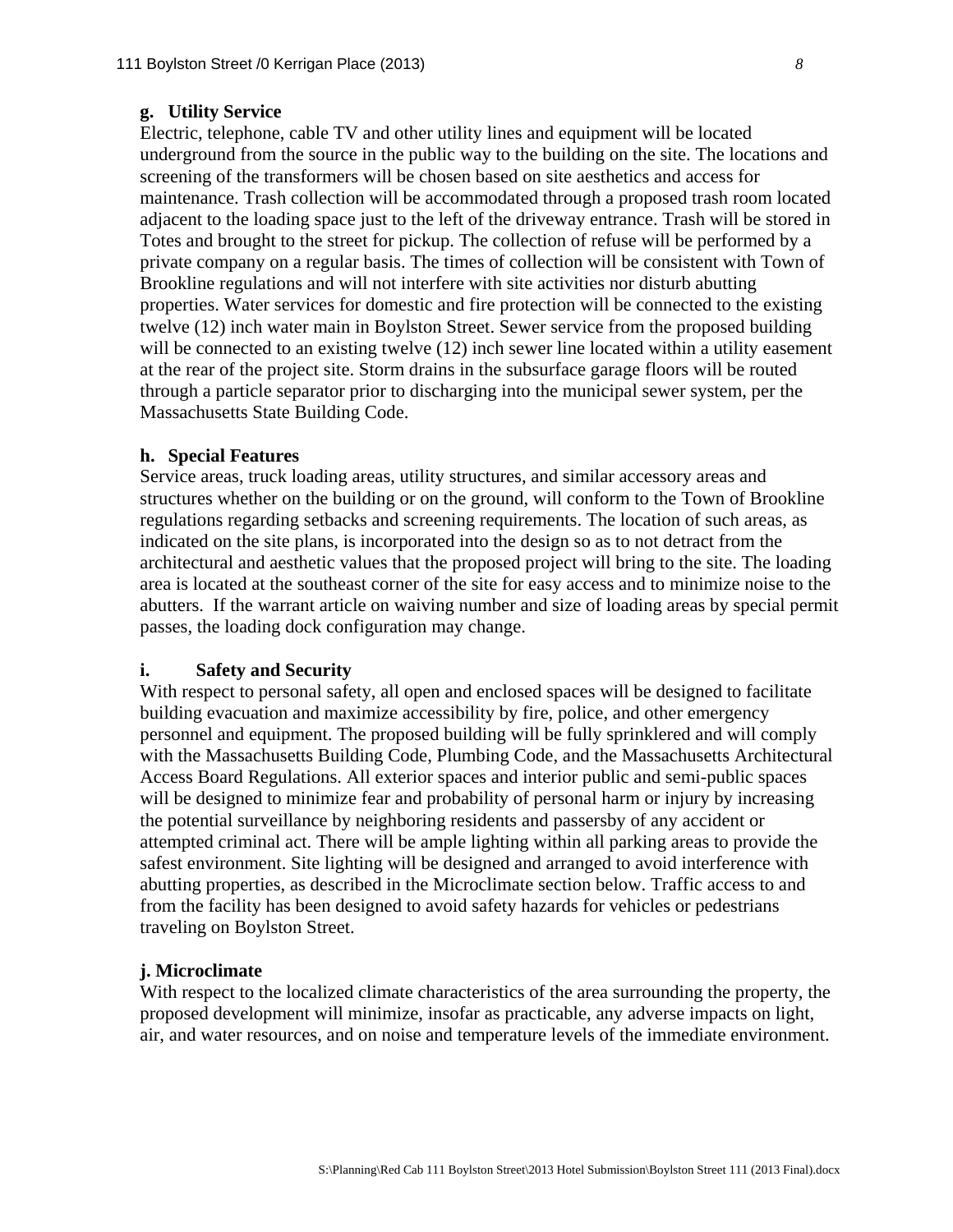**g. Utility Service**

Electric, telephone, cable TV and other utility lines and equipment will be located underground from the source in the public way to the building on the site. The locations and screening of the transformers will be chosen based on site aesthetics and access for maintenance. Trash collection will be accommodated through a proposed trash room located adjacent to the loading space just to the left of the driveway entrance. Trash will be stored in Totes and brought to the street for pickup. The collection of refuse will be performed by a private company on a regular basis. The times of collection will be consistent with Town of Brookline regulations and will not interfere with site activities nor disturb abutting properties. Water services for domestic and fire protection will be connected to the existing twelve (12) inch water main in Boylston Street. Sewer service from the proposed building will be connected to an existing twelve (12) inch sewer line located within a utility easement at the rear of the project site. Storm drains in the subsurface garage floors will be routed through a particle separator prior to discharging into the municipal sewer system, per the Massachusetts State Building Code.

**h. Special Features**

Service areas, truck loading areas, utility structures, and similar accessory areas and structures whether on the building or on the ground, will conform to the Town of Brookline regulations regarding setbacks and screening requirements. The location of such areas, as indicated on the site plans, is incorporated into the design so as to not detract from the architectural and aesthetic values that the proposed project will bring to the site. The loading area is located at the southeast corner of the site for easy access and to minimize noise to the abutters. If the warrant article on waiving number and size of loading areas by special permit passes, the loading dock configuration may change.

**i. Safety and Security**

With respect to personal safety, all open and enclosed spaces will be designed to facilitate building evacuation and maximize accessibility by fire, police, and other emergency personnel and equipment. The proposed building will be fully sprinklered and will comply with the Massachusetts Building Code, Plumbing Code, and the Massachusetts Architectural Access Board Regulations. All exterior spaces and interior public and semi-public spaces will be designed to minimize fear and probability of personal harm or injury by increasing the potential surveillance by neighboring residents and passersby of any accident or attempted criminal act. There will be ample lighting within all parking areas to provide the safest environment. Site lighting will be designed and arranged to avoid interference with abutting properties, as described in the Microclimate section below. Traffic access to and from the facility has been designed to avoid safety hazards for vehicles or pedestrians traveling on Boylston Street.

**j. Microclimate**

With respect to the localized climate characteristics of the area surrounding the property, the proposed development will minimize, insofar as practicable, any adverse impacts on light, air, and water resources, and on noise and temperature levels of the immediate environment.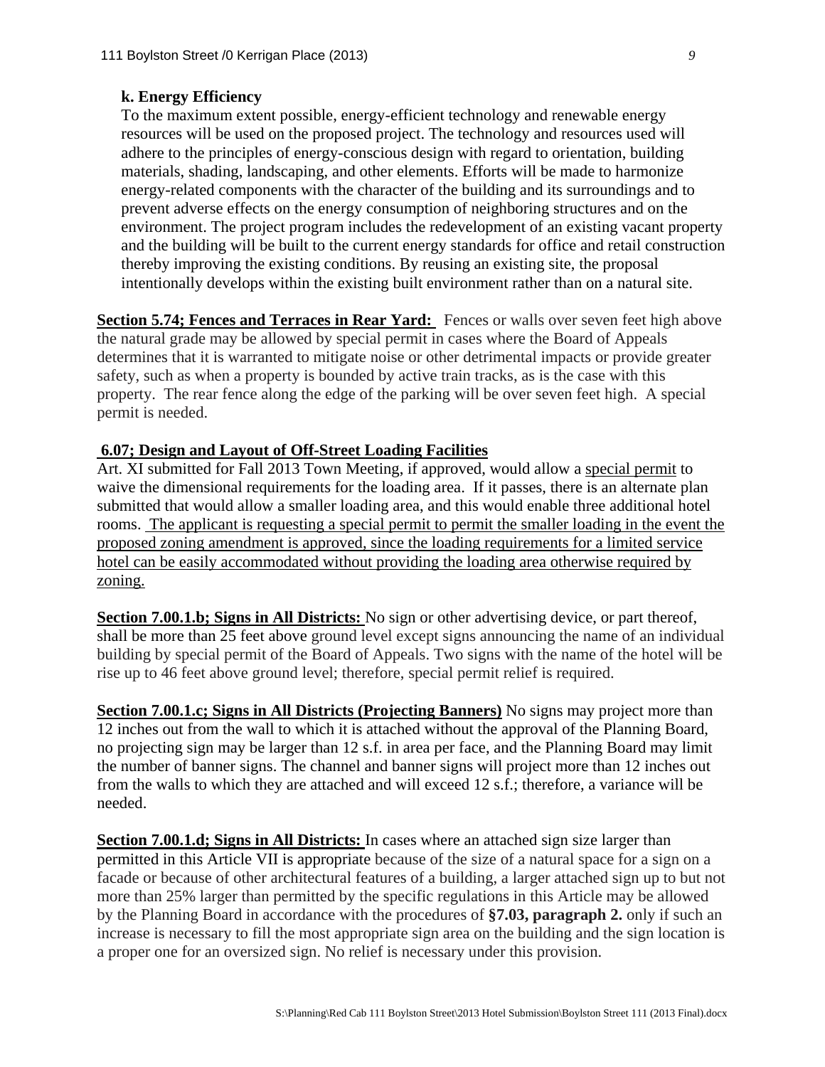**k. Energy Efficiency**

To the maximum extent possible, energy-efficient technology and renewable energy resources will be used on the proposed project. The technology and resources used will adhere to the principles of energy-conscious design with regard to orientation, building materials, shading, landscaping, and other elements. Efforts will be made to harmonize energy-related components with the character of the building and its surroundings and to prevent adverse effects on the energy consumption of neighboring structures and on the environment. The project program includes the redevelopment of an existing vacant property and the building will be built to the current energy standards for office and retail construction thereby improving the existing conditions. By reusing an existing site, the proposal intentionally develops within the existing built environment rather than on a natural site.

**Section 5.74; Fences and Terraces in Rear Yard:** Fences or walls over seven feet high above the natural grade may be allowed by special permit in cases where the Board of Appeals determines that it is warranted to mitigate noise or other detrimental impacts or provide greater safety, such as when a property is bounded by active train tracks, as is the case with this property. The rear fence along the edge of the parking will be over seven feet high. A special permit is needed.

**6.07; Design and Layout of Off-Street Loading Facilities**

Art. XI submitted for Fall 2013 Town Meeting, if approved, would allow a special permit to waive the dimensional requirements for the loading area. If it passes, there is an alternate plan submitted that would allow a smaller loading area, and this would enable three additional hotel rooms. The applicant is requesting a special permit to permit the smaller loading in the event the proposed zoning amendment is approved, since the loading requirements for a limited service hotel can be easily accommodated without providing the loading area otherwise required by zoning.

**Section 7.00.1.b; Signs in All Districts:** No sign or other advertising device, or part thereof, shall be more than 25 feet above ground level except signs announcing the name of an individual building by special permit of the Board of Appeals. Two signs with the name of the hotel will be rise up to 46 feet above ground level; therefore, special permit relief is required.

**Section 7.00.1.c; Signs in All Districts (Projecting Banners)** No signs may project more than 12 inches out from the wall to which it is attached without the approval of the Planning Board, no projecting sign may be larger than 12 s.f. in area per face, and the Planning Board may limit the number of banner signs. The channel and banner signs will project more than 12 inches out from the walls to which they are attached and will exceed 12 s.f.; therefore, a variance will be needed.

**Section 7.00.1.d; Signs in All Districts:** In cases where an attached sign size larger than permitted in this Article VII is appropriate because of the size of a natural space for a sign on a facade or because of other architectural features of a building, a larger attached sign up to but not more than 25% larger than permitted by the specific regulations in this Article may be allowed by the Planning Board in accordance with the procedures of **§7.03, paragraph 2.** only if such an increase is necessary to fill the most appropriate sign area on the building and the sign location is a proper one for an oversized sign. No relief is necessary under this provision.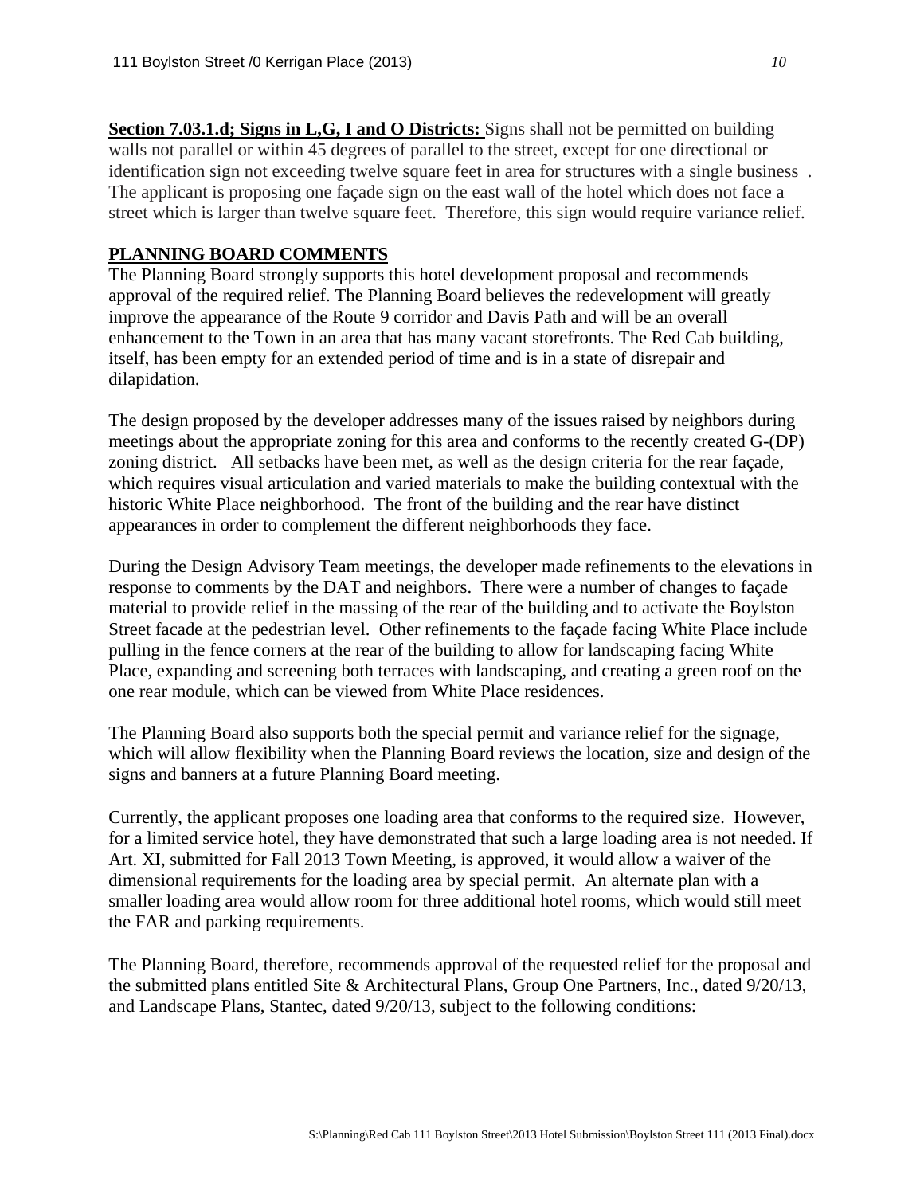**Section 7.03.1.d; Signs in L,G, I and O Districts:** Signs shall not be permitted on building walls not parallel or within 45 degrees of parallel to the street, except for one directional or identification sign not exceeding twelve square feet in area for structures with a single business . The applicant is proposing one façade sign on the east wall of the hotel which does not face a street which is larger than twelve square feet. Therefore, this sign would require variance relief.

## PLANNING BOARD COMMENTS

The Planning Board strongly supports this hotel development proposal and recommends approval of the required relief. The Planning Board believes the redevelopment will greatly improve the appearance of the Route 9 corridor and Davis Path and will be an overall enhancement to the Town in an area that has many vacant storefronts. The Red Cab building, itself, has been empty for an extended period of time and is in a state of disrepair and dilapidation.

The design proposed by the developer addresses many of the issues raised by neighbors during meetings about the appropriate zoning for this area and conforms to the recently created G-(DP) zoning district. All setbacks have been met, as well as the design criteria for the rear façade, which requires visual articulation and varied materials to make the building contextual with the historic White Place neighborhood. The front of the building and the rear have distinct appearances in order to complement the different neighborhoods they face.

During the Design Advisory Team meetings, the developer made refinements to the elevations in response to comments by the DAT and neighbors. There were a number of changes to façade material to provide relief in the massing of the rear of the building and to activate the Boylston Street facade at the pedestrian level. Other refinements to the façade facing White Place include pulling in the fence corners at the rear of the building to allow for landscaping facing White Place, expanding and screening both terraces with landscaping, and creating a green roof on the one rear module, which can be viewed from White Place residences.

The Planning Board also supports both the special permit and variance relief for the signage, which will allow flexibility when the Planning Board reviews the location, size and design of the signs and banners at a future Planning Board meeting.

Currently, the applicant proposes one loading area that conforms to the required size. However, for a limited service hotel, they have demonstrated that such a large loading area is not needed. If Art. XI, submitted for Fall 2013 Town Meeting, is approved, it would allow a waiver of the dimensional requirements for the loading area by special permit. An alternate plan with a smaller loading area would allow room for three additional hotel rooms, which would still meet the FAR and parking requirements.

The Planning Board, therefore, recommends approval of the requested relief for the proposal and the submitted plans entitled Site & Architectural Plans, Group One Partners, Inc., dated 9/20/13, and Landscape Plans, Stantec, dated 9/20/13, subject to the following conditions: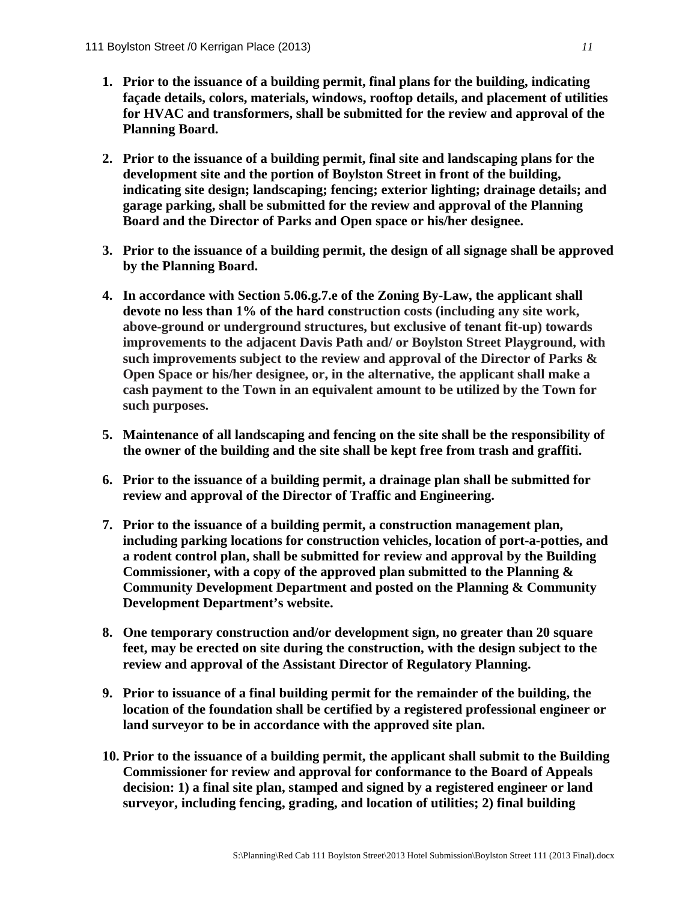1. **Prior to the issuance of a building permit, final plans for the building, indicating façade details, colors, materials, windows, rooftop details, and placement of utilities for HVAC and transformers, shall be submitted for the review and approval of the Planning Board.**

2. **Prior to the issuance of a building permit, final site and landscaping plans for the development site and the portion of Boylston Street in front of the building, indicating site design; landscaping; fencing; exterior lighting; drainage details; and garage parking, shall be submitted for the review and approval of the Planning Board and the Director of Parks and Open space or his/her designee.**

3. **Prior to the issuance of a building permit, the design of all signage shall be approved by the Planning Board.**

4. **In accordance with Section 5.06.g.7.e of the Zoning By-Law, the applicant shall devote no less than 1% of the hard construction costs (including any site work, above-ground or underground structures, but exclusive of tenant fit-up) towards improvements to the adjacent Davis Path and/ or Boylston Street Playground, with such improvements subject to the review and approval of the Director of Parks & Open Space or his/her designee, or, in the alternative, the applicant shall make a cash payment to the Town in an equivalent amount to be utilized by the Town for such purposes.**

5. **Maintenance of all landscaping and fencing on the site shall be the responsibility of the owner of the building and the site shall be kept free from trash and graffiti.**

6. **Prior to the issuance of a building permit, a drainage plan shall be submitted for review and approval of the Director of Traffic and Engineering.**

7. **Prior to the issuance of a building permit, a construction management plan, including parking locations for construction vehicles, location of port-a-potties, and a rodent control plan, shall be submitted for review and approval by the Building Commissioner, with a copy of the approved plan submitted to the Planning & Community Development Department and posted on the Planning & Community Development Department's website.**

8. **One temporary construction and/or development sign, no greater than 20 square feet, may be erected on site during the construction, with the design subject to the review and approval of the Assistant Director of Regulatory Planning.**

9. **Prior to issuance of a final building permit for the remainder of the building, the location of the foundation shall be certified by a registered professional engineer or land surveyor to be in accordance with the approved site plan.**

10. **Prior to the issuance of a building permit, the applicant shall submit to the Building Commissioner for review and approval for conformance to the Board of Appeals decision: 1) a final site plan, stamped and signed by a registered engineer or land surveyor, including fencing, grading, and location of utilities; 2) final building**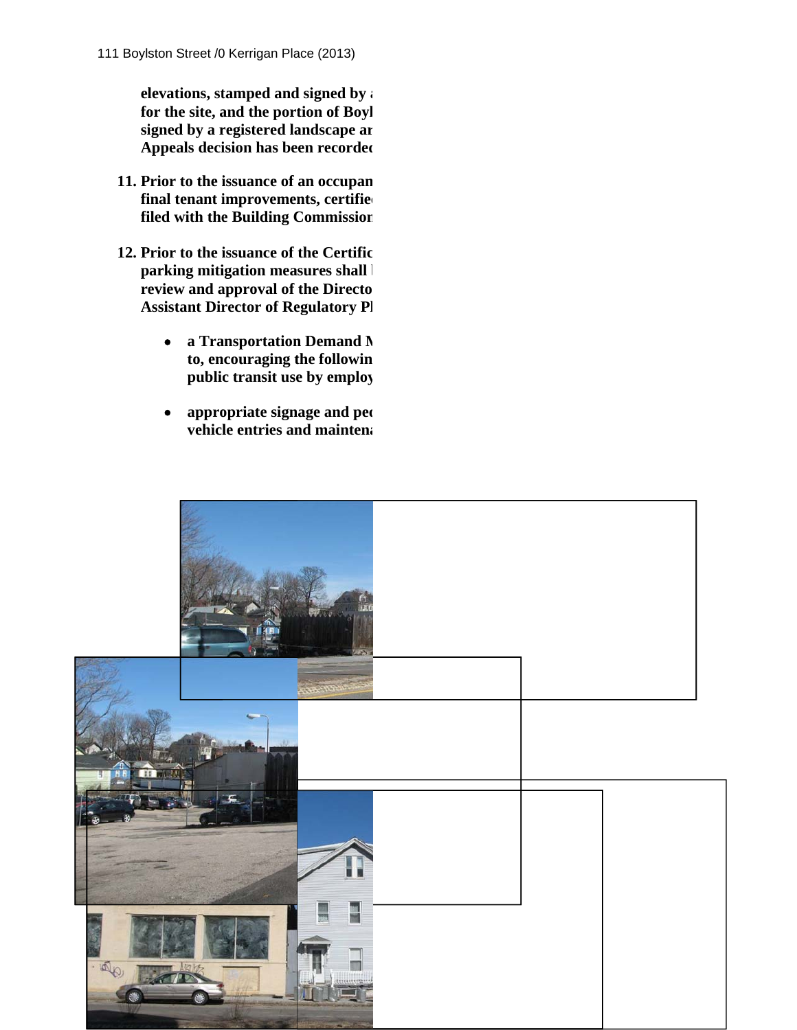elevations, stamped and signed by a
for the site, and the portion of Boyl
signed by a registered landscape ar
Appeals decision has been recorded

11. Prior to the issuance of an occupan
    final tenant improvements, certified
    filed with the Building Commission

12. Prior to the issuance of the Certific
    parking mitigation measures shall
    review and approval of the Directo
    Assistant Director of Regulatory Pl

    - a Transportation Demand M
      to, encouraging the followin
      public transit use by employ

    - appropriate signage and ped
      vehicle entries and maintena